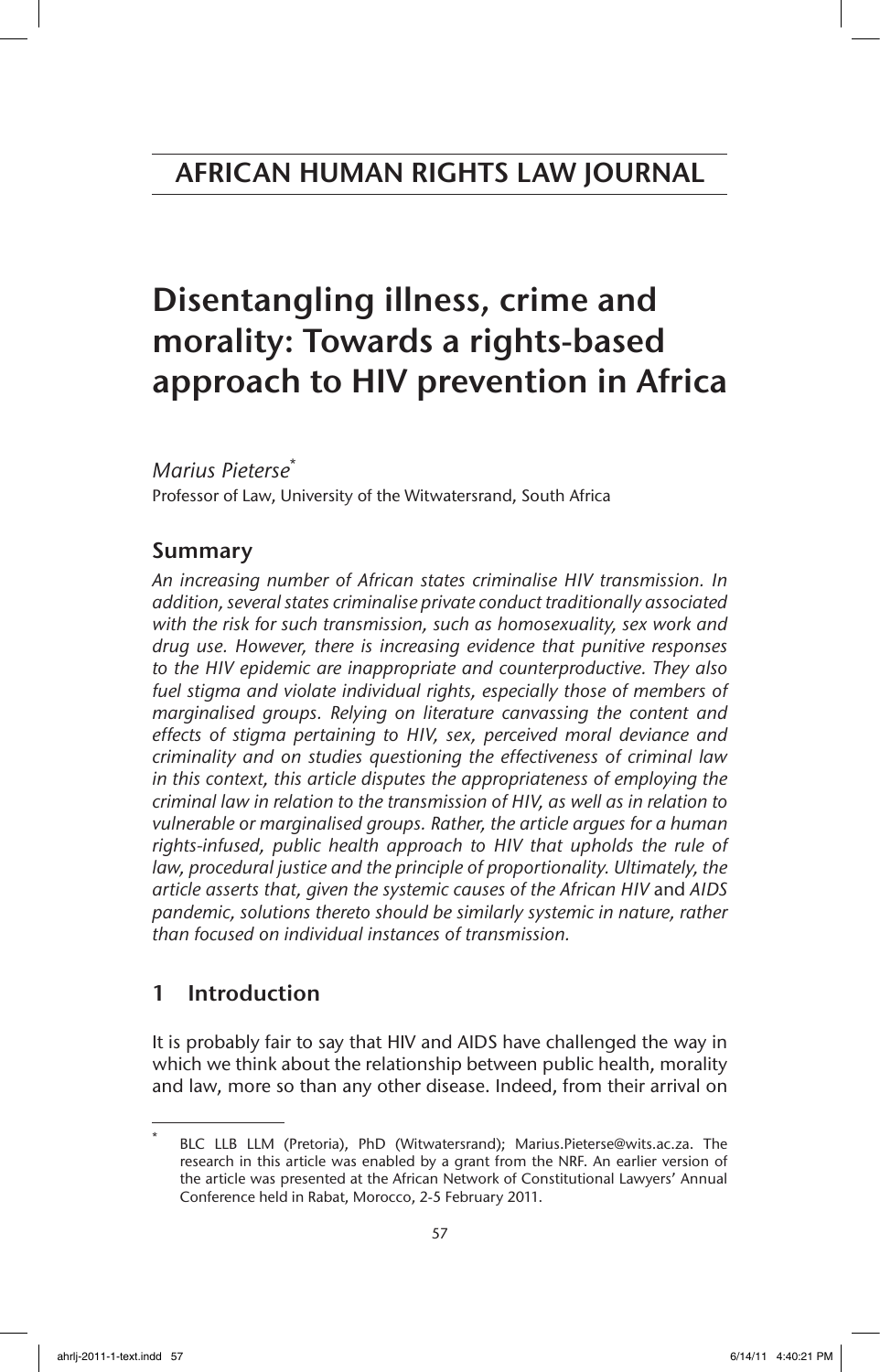# AFRICAN HUMAN RIGHTS LAW JOURNAL

# Disentangling illness, crime and morality: Towards a rights-based approach to HIV prevention in Africa

*Marius Pieterse*[*]
Professor of Law, University of the Witwatersrand, South Africa

## Summary

*An increasing number of African states criminalise HIV transmission. In addition, several states criminalise private conduct traditionally associated with the risk for such transmission, such as homosexuality, sex work and drug use. However, there is increasing evidence that punitive responses to the HIV epidemic are inappropriate and counterproductive. They also fuel stigma and violate individual rights, especially those of members of marginalised groups. Relying on literature canvassing the content and effects of stigma pertaining to HIV, sex, perceived moral deviance and criminality and on studies questioning the effectiveness of criminal law in this context, this article disputes the appropriateness of employing the criminal law in relation to the transmission of HIV, as well as in relation to vulnerable or marginalised groups. Rather, the article argues for a human rights-infused, public health approach to HIV that upholds the rule of law, procedural justice and the principle of proportionality. Ultimately, the article asserts that, given the systemic causes of the African HIV* and *AIDS pandemic, solutions thereto should be similarly systemic in nature, rather than focused on individual instances of transmission.*

## 1 Introduction

It is probably fair to say that HIV and AIDS have challenged the way in which we think about the relationship between public health, morality and law, more so than any other disease. Indeed, from their arrival on

---

[*] BLC LLB LLM (Pretoria), PhD (Witwatersrand); Marius.Pieterse@wits.ac.za. The research in this article was enabled by a grant from the NRF. An earlier version of the article was presented at the African Network of Constitutional Lawyers' Annual Conference held in Rabat, Morocco, 2-5 February 2011.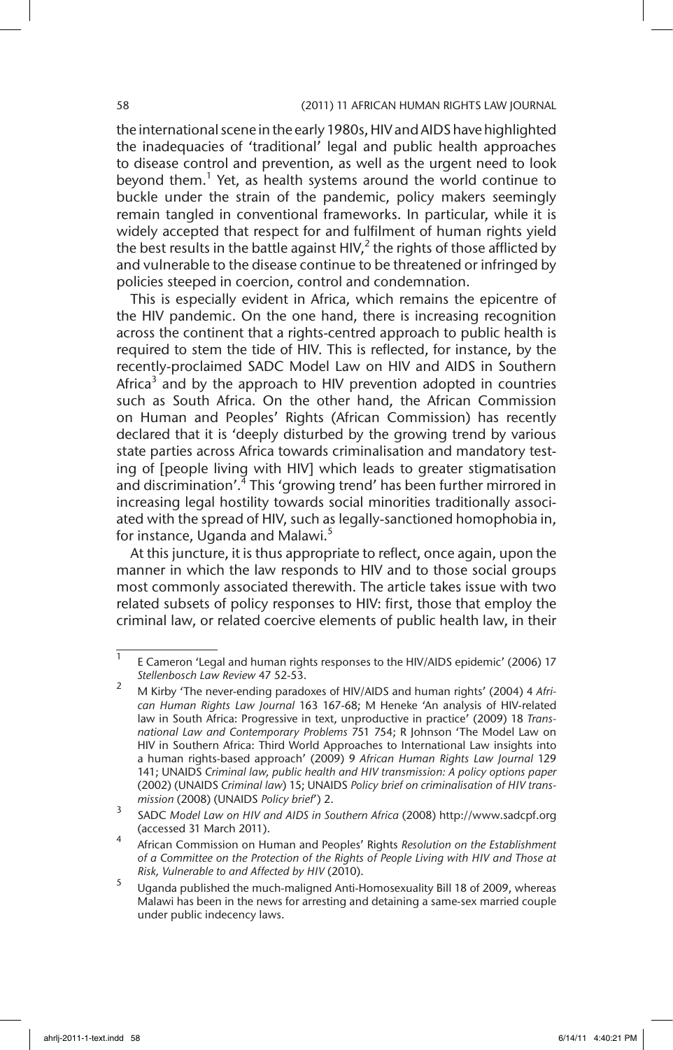the international scene in the early 1980s, HIV and AIDS have highlighted the inadequacies of 'traditional' legal and public health approaches to disease control and prevention, as well as the urgent need to look beyond them.[1] Yet, as health systems around the world continue to buckle under the strain of the pandemic, policy makers seemingly remain tangled in conventional frameworks. In particular, while it is widely accepted that respect for and fulfilment of human rights yield the best results in the battle against HIV,[2] the rights of those afflicted by and vulnerable to the disease continue to be threatened or infringed by policies steeped in coercion, control and condemnation.

This is especially evident in Africa, which remains the epicentre of the HIV pandemic. On the one hand, there is increasing recognition across the continent that a rights-centred approach to public health is required to stem the tide of HIV. This is reflected, for instance, by the recently-proclaimed SADC Model Law on HIV and AIDS in Southern Africa[3] and by the approach to HIV prevention adopted in countries such as South Africa. On the other hand, the African Commission on Human and Peoples' Rights (African Commission) has recently declared that it is 'deeply disturbed by the growing trend by various state parties across Africa towards criminalisation and mandatory testing of [people living with HIV] which leads to greater stigmatisation and discrimination'.[4] This 'growing trend' has been further mirrored in increasing legal hostility towards social minorities traditionally associated with the spread of HIV, such as legally-sanctioned homophobia in, for instance, Uganda and Malawi.[5]

At this juncture, it is thus appropriate to reflect, once again, upon the manner in which the law responds to HIV and to those social groups most commonly associated therewith. The article takes issue with two related subsets of policy responses to HIV: first, those that employ the criminal law, or related coercive elements of public health law, in their

---

1 E Cameron 'Legal and human rights responses to the HIV/AIDS epidemic' (2006) 17 *Stellenbosch Law Review* 47 52-53.

2 M Kirby 'The never-ending paradoxes of HIV/AIDS and human rights' (2004) 4 *African Human Rights Law Journal* 163 167-68; M Heneke 'An analysis of HIV-related law in South Africa: Progressive in text, unproductive in practice' (2009) 18 *Transnational Law and Contemporary Problems* 751 754; R Johnson 'The Model Law on HIV in Southern Africa: Third World Approaches to International Law insights into a human rights-based approach' (2009) 9 *African Human Rights Law Journal* 129 141; UNAIDS *Criminal law, public health and HIV transmission: A policy options paper* (2002) (UNAIDS *Criminal law*) 15; UNAIDS *Policy brief on criminalisation of HIV transmission* (2008) (UNAIDS *Policy brief*') 2.

3 SADC *Model Law on HIV and AIDS in Southern Africa* (2008) http://www.sadcpf.org (accessed 31 March 2011).

4 African Commission on Human and Peoples' Rights *Resolution on the Establishment of a Committee on the Protection of the Rights of People Living with HIV and Those at Risk, Vulnerable to and Affected by HIV* (2010).

5 Uganda published the much-maligned Anti-Homosexuality Bill 18 of 2009, whereas Malawi has been in the news for arresting and detaining a same-sex married couple under public indecency laws.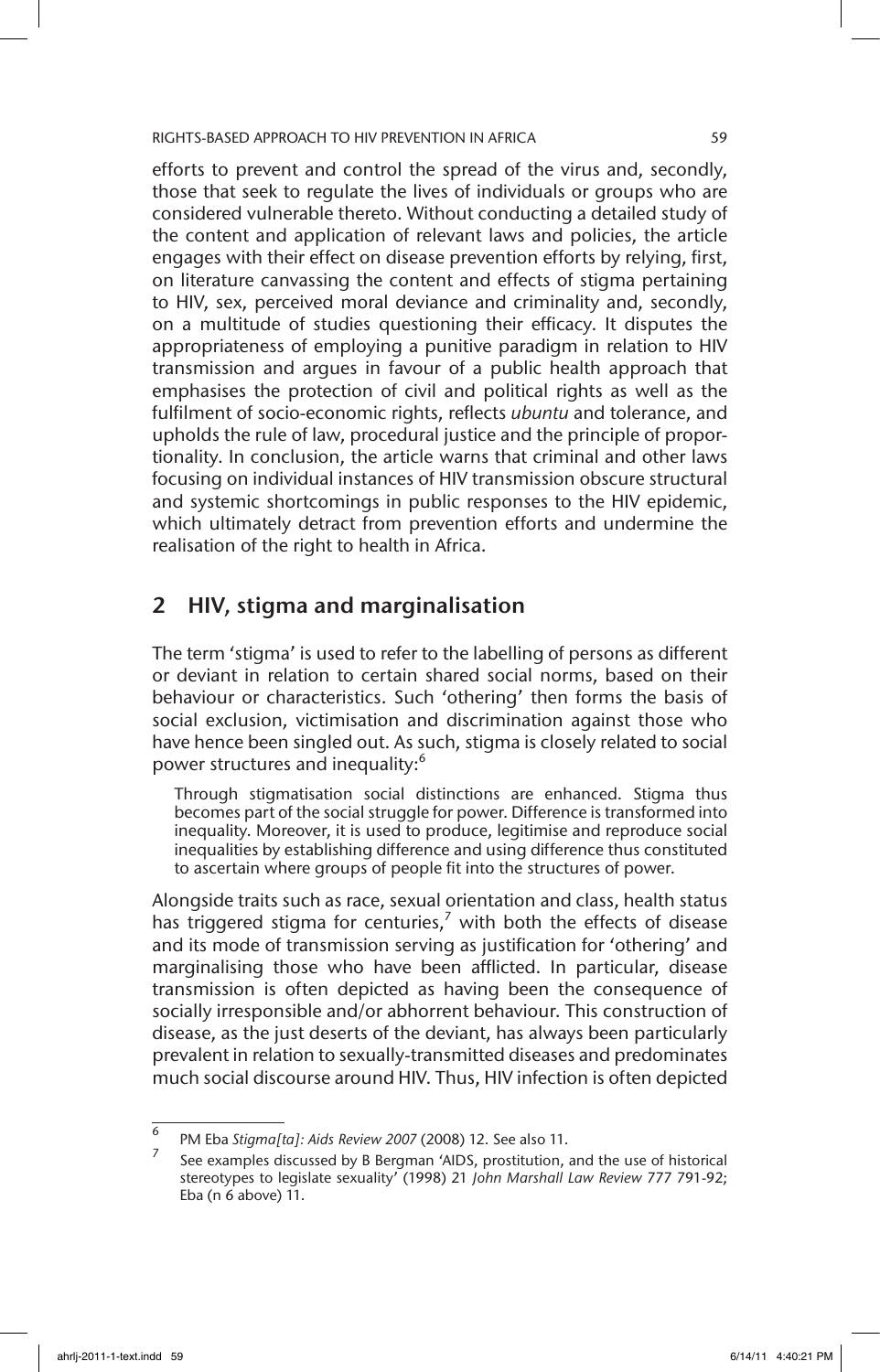efforts to prevent and control the spread of the virus and, secondly, those that seek to regulate the lives of individuals or groups who are considered vulnerable thereto. Without conducting a detailed study of the content and application of relevant laws and policies, the article engages with their effect on disease prevention efforts by relying, first, on literature canvassing the content and effects of stigma pertaining to HIV, sex, perceived moral deviance and criminality and, secondly, on a multitude of studies questioning their efficacy. It disputes the appropriateness of employing a punitive paradigm in relation to HIV transmission and argues in favour of a public health approach that emphasises the protection of civil and political rights as well as the fulfilment of socio-economic rights, reflects *ubuntu* and tolerance, and upholds the rule of law, procedural justice and the principle of proportionality. In conclusion, the article warns that criminal and other laws focusing on individual instances of HIV transmission obscure structural and systemic shortcomings in public responses to the HIV epidemic, which ultimately detract from prevention efforts and undermine the realisation of the right to health in Africa.

## 2 HIV, stigma and marginalisation

The term 'stigma' is used to refer to the labelling of persons as different or deviant in relation to certain shared social norms, based on their behaviour or characteristics. Such 'othering' then forms the basis of social exclusion, victimisation and discrimination against those who have hence been singled out. As such, stigma is closely related to social power structures and inequality:[6]

> Through stigmatisation social distinctions are enhanced. Stigma thus becomes part of the social struggle for power. Difference is transformed into inequality. Moreover, it is used to produce, legitimise and reproduce social inequalities by establishing difference and using difference thus constituted to ascertain where groups of people fit into the structures of power.

Alongside traits such as race, sexual orientation and class, health status has triggered stigma for centuries,[7] with both the effects of disease and its mode of transmission serving as justification for 'othering' and marginalising those who have been afflicted. In particular, disease transmission is often depicted as having been the consequence of socially irresponsible and/or abhorrent behaviour. This construction of disease, as the just deserts of the deviant, has always been particularly prevalent in relation to sexually-transmitted diseases and predominates much social discourse around HIV. Thus, HIV infection is often depicted

---

6 PM Eba *Stigma[ta]: Aids Review 2007* (2008) 12. See also 11.

7 See examples discussed by B Bergman 'AIDS, prostitution, and the use of historical stereotypes to legislate sexuality' (1998) 21 *John Marshall Law Review* 777 791-92; Eba (n 6 above) 11.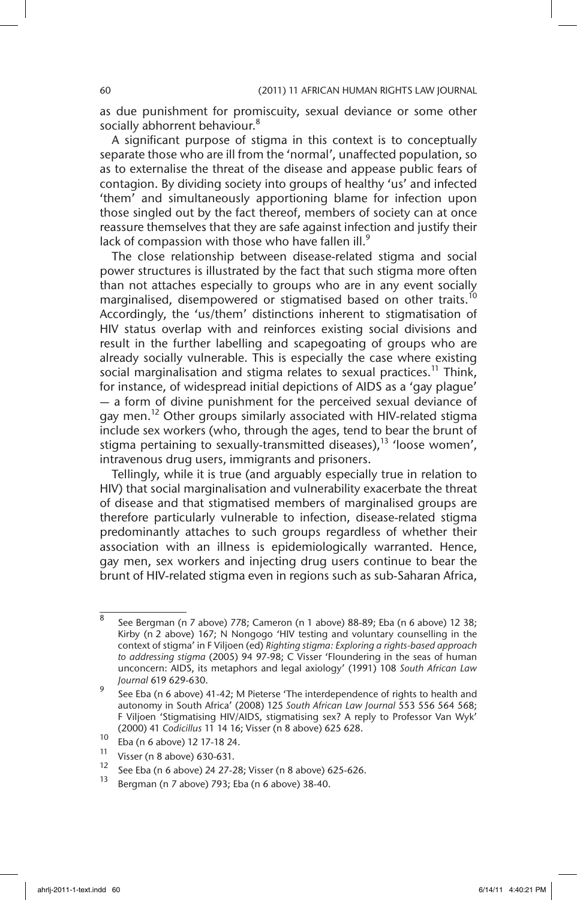as due punishment for promiscuity, sexual deviance or some other socially abhorrent behaviour.[8]

A significant purpose of stigma in this context is to conceptually separate those who are ill from the 'normal', unaffected population, so as to externalise the threat of the disease and appease public fears of contagion. By dividing society into groups of healthy 'us' and infected 'them' and simultaneously apportioning blame for infection upon those singled out by the fact thereof, members of society can at once reassure themselves that they are safe against infection and justify their lack of compassion with those who have fallen ill.[9]

The close relationship between disease-related stigma and social power structures is illustrated by the fact that such stigma more often than not attaches especially to groups who are in any event socially marginalised, disempowered or stigmatised based on other traits.[10] Accordingly, the 'us/them' distinctions inherent to stigmatisation of HIV status overlap with and reinforces existing social divisions and result in the further labelling and scapegoating of groups who are already socially vulnerable. This is especially the case where existing social marginalisation and stigma relates to sexual practices.[11] Think, for instance, of widespread initial depictions of AIDS as a 'gay plague' — a form of divine punishment for the perceived sexual deviance of gay men.[12] Other groups similarly associated with HIV-related stigma include sex workers (who, through the ages, tend to bear the brunt of stigma pertaining to sexually-transmitted diseases),[13] 'loose women', intravenous drug users, immigrants and prisoners.

Tellingly, while it is true (and arguably especially true in relation to HIV) that social marginalisation and vulnerability exacerbate the threat of disease and that stigmatised members of marginalised groups are therefore particularly vulnerable to infection, disease-related stigma predominantly attaches to such groups regardless of whether their association with an illness is epidemiologically warranted. Hence, gay men, sex workers and injecting drug users continue to bear the brunt of HIV-related stigma even in regions such as sub-Saharan Africa,

---

8 See Bergman (n 7 above) 778; Cameron (n 1 above) 88-89; Eba (n 6 above) 12 38; Kirby (n 2 above) 167; N Nongogo 'HIV testing and voluntary counselling in the context of stigma' in F Viljoen (ed) *Righting stigma: Exploring a rights-based approach to addressing stigma* (2005) 94 97-98; C Visser 'Floundering in the seas of human unconcern: AIDS, its metaphors and legal axiology' (1991) 108 *South African Law Journal* 619 629-630.

9 See Eba (n 6 above) 41-42; M Pieterse 'The interdependence of rights to health and autonomy in South Africa' (2008) 125 *South African Law Journal* 553 556 564 568; F Viljoen 'Stigmatising HIV/AIDS, stigmatising sex? A reply to Professor Van Wyk' (2000) 41 *Codicillus* 11 14 16; Visser (n 8 above) 625 628.

10 Eba (n 6 above) 12 17-18 24.

11 Visser (n 8 above) 630-631.

12 See Eba (n 6 above) 24 27-28; Visser (n 8 above) 625-626.

13 Bergman (n 7 above) 793; Eba (n 6 above) 38-40.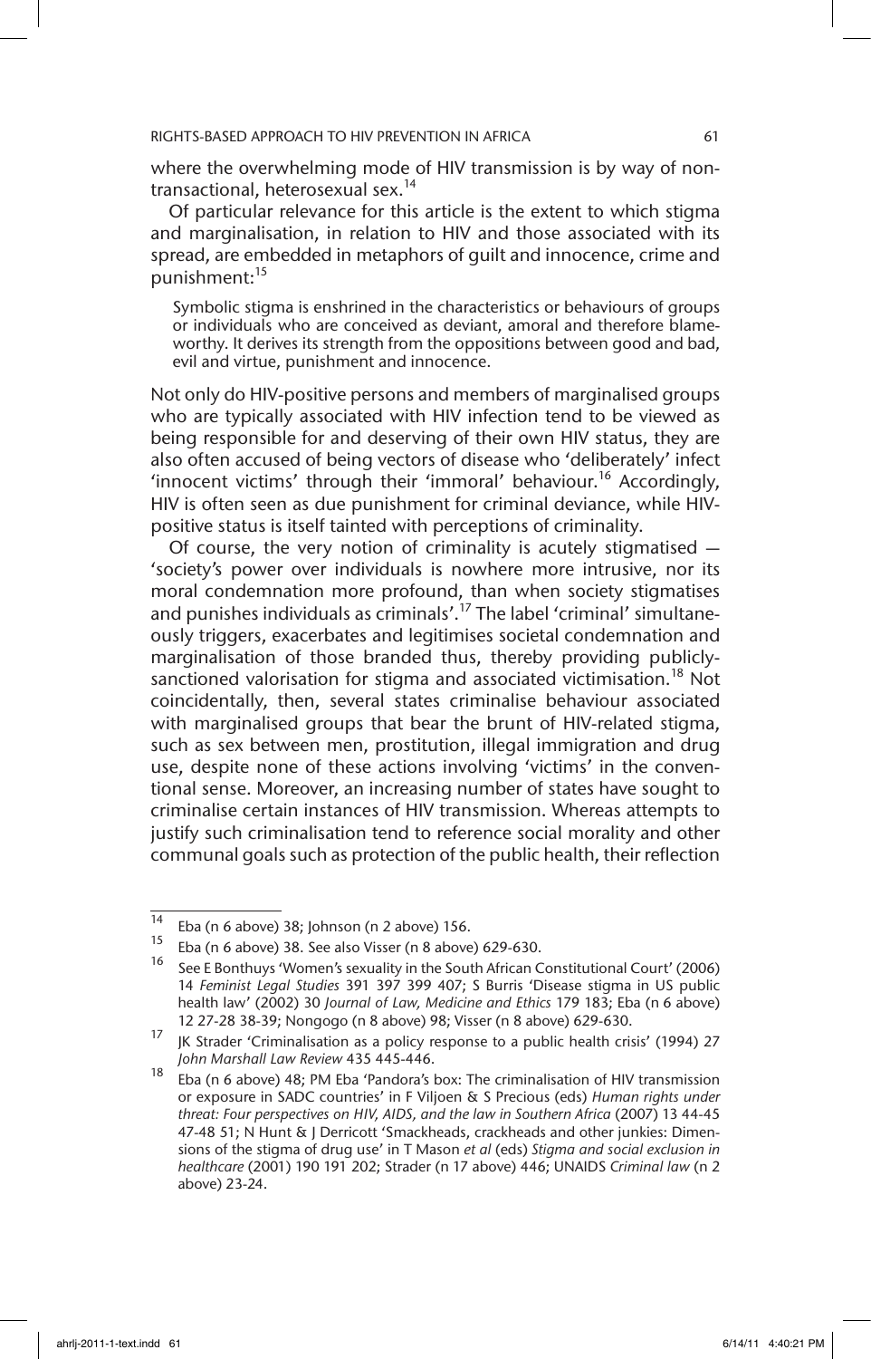where the overwhelming mode of HIV transmission is by way of non-transactional, heterosexual sex.[14]

Of particular relevance for this article is the extent to which stigma and marginalisation, in relation to HIV and those associated with its spread, are embedded in metaphors of guilt and innocence, crime and punishment:[15]

> Symbolic stigma is enshrined in the characteristics or behaviours of groups or individuals who are conceived as deviant, amoral and therefore blameworthy. It derives its strength from the oppositions between good and bad, evil and virtue, punishment and innocence.

Not only do HIV-positive persons and members of marginalised groups who are typically associated with HIV infection tend to be viewed as being responsible for and deserving of their own HIV status, they are also often accused of being vectors of disease who 'deliberately' infect 'innocent victims' through their 'immoral' behaviour.[16] Accordingly, HIV is often seen as due punishment for criminal deviance, while HIV-positive status is itself tainted with perceptions of criminality.

Of course, the very notion of criminality is acutely stigmatised — 'society's power over individuals is nowhere more intrusive, nor its moral condemnation more profound, than when society stigmatises and punishes individuals as criminals'.[17] The label 'criminal' simultaneously triggers, exacerbates and legitimises societal condemnation and marginalisation of those branded thus, thereby providing publicly-sanctioned valorisation for stigma and associated victimisation.[18] Not coincidentally, then, several states criminalise behaviour associated with marginalised groups that bear the brunt of HIV-related stigma, such as sex between men, prostitution, illegal immigration and drug use, despite none of these actions involving 'victims' in the conventional sense. Moreover, an increasing number of states have sought to criminalise certain instances of HIV transmission. Whereas attempts to justify such criminalisation tend to reference social morality and other communal goals such as protection of the public health, their reflection

---

14. Eba (n 6 above) 38; Johnson (n 2 above) 156.
15. Eba (n 6 above) 38. See also Visser (n 8 above) 629-630.
16. See E Bonthuys 'Women's sexuality in the South African Constitutional Court' (2006) 14 *Feminist Legal Studies* 391 397 399 407; S Burris 'Disease stigma in US public health law' (2002) 30 *Journal of Law, Medicine and Ethics* 179 183; Eba (n 6 above) 12 27-28 38-39; Nongogo (n 8 above) 98; Visser (n 8 above) 629-630.
17. JK Strader 'Criminalisation as a policy response to a public health crisis' (1994) 27 *John Marshall Law Review* 435 445-446.
18. Eba (n 6 above) 48; PM Eba 'Pandora's box: The criminalisation of HIV transmission or exposure in SADC countries' in F Viljoen & S Precious (eds) *Human rights under threat: Four perspectives on HIV, AIDS, and the law in Southern Africa* (2007) 13 44-45 47-48 51; N Hunt & J Derricott 'Smackheads, crackheads and other junkies: Dimensions of the stigma of drug use' in T Mason *et al* (eds) *Stigma and social exclusion in healthcare* (2001) 190 191 202; Strader (n 17 above) 446; UNAIDS *Criminal law* (n 2 above) 23-24.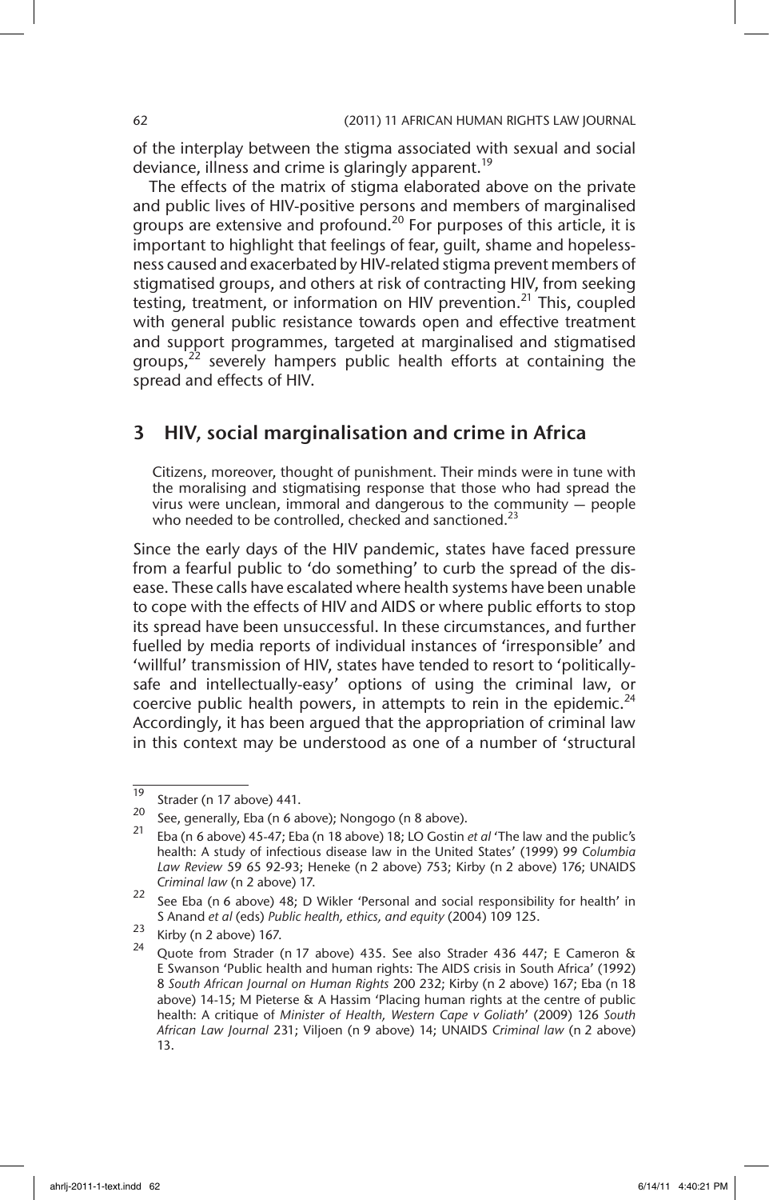of the interplay between the stigma associated with sexual and social deviance, illness and crime is glaringly apparent.[19]

The effects of the matrix of stigma elaborated above on the private and public lives of HIV-positive persons and members of marginalised groups are extensive and profound.[20] For purposes of this article, it is important to highlight that feelings of fear, guilt, shame and hopelessness caused and exacerbated by HIV-related stigma prevent members of stigmatised groups, and others at risk of contracting HIV, from seeking testing, treatment, or information on HIV prevention.[21] This, coupled with general public resistance towards open and effective treatment and support programmes, targeted at marginalised and stigmatised groups,[22] severely hampers public health efforts at containing the spread and effects of HIV.

## 3 HIV, social marginalisation and crime in Africa

> Citizens, moreover, thought of punishment. Their minds were in tune with the moralising and stigmatising response that those who had spread the virus were unclean, immoral and dangerous to the community — people who needed to be controlled, checked and sanctioned.[23]

Since the early days of the HIV pandemic, states have faced pressure from a fearful public to 'do something' to curb the spread of the disease. These calls have escalated where health systems have been unable to cope with the effects of HIV and AIDS or where public efforts to stop its spread have been unsuccessful. In these circumstances, and further fuelled by media reports of individual instances of 'irresponsible' and 'willful' transmission of HIV, states have tended to resort to 'politically-safe and intellectually-easy' options of using the criminal law, or coercive public health powers, in attempts to rein in the epidemic.[24] Accordingly, it has been argued that the appropriation of criminal law in this context may be understood as one of a number of 'structural

---

19 Strader (n 17 above) 441.

20 See, generally, Eba (n 6 above); Nongogo (n 8 above).

21 Eba (n 6 above) 45-47; Eba (n 18 above) 18; LO Gostin *et al* 'The law and the public's health: A study of infectious disease law in the United States' (1999) 99 *Columbia Law Review* 59 65 92-93; Heneke (n 2 above) 753; Kirby (n 2 above) 176; UNAIDS *Criminal law* (n 2 above) 17.

22 See Eba (n 6 above) 48; D Wikler 'Personal and social responsibility for health' in S Anand *et al* (eds) *Public health, ethics, and equity* (2004) 109 125.

23 Kirby (n 2 above) 167.

24 Quote from Strader (n 17 above) 435. See also Strader 436 447; E Cameron & E Swanson 'Public health and human rights: The AIDS crisis in South Africa' (1992) 8 *South African Journal on Human Rights* 200 232; Kirby (n 2 above) 167; Eba (n 18 above) 14-15; M Pieterse & A Hassim 'Placing human rights at the centre of public health: A critique of *Minister of Health, Western Cape v Goliath*' (2009) 126 *South African Law Journal* 231; Viljoen (n 9 above) 14; UNAIDS *Criminal law* (n 2 above) 13.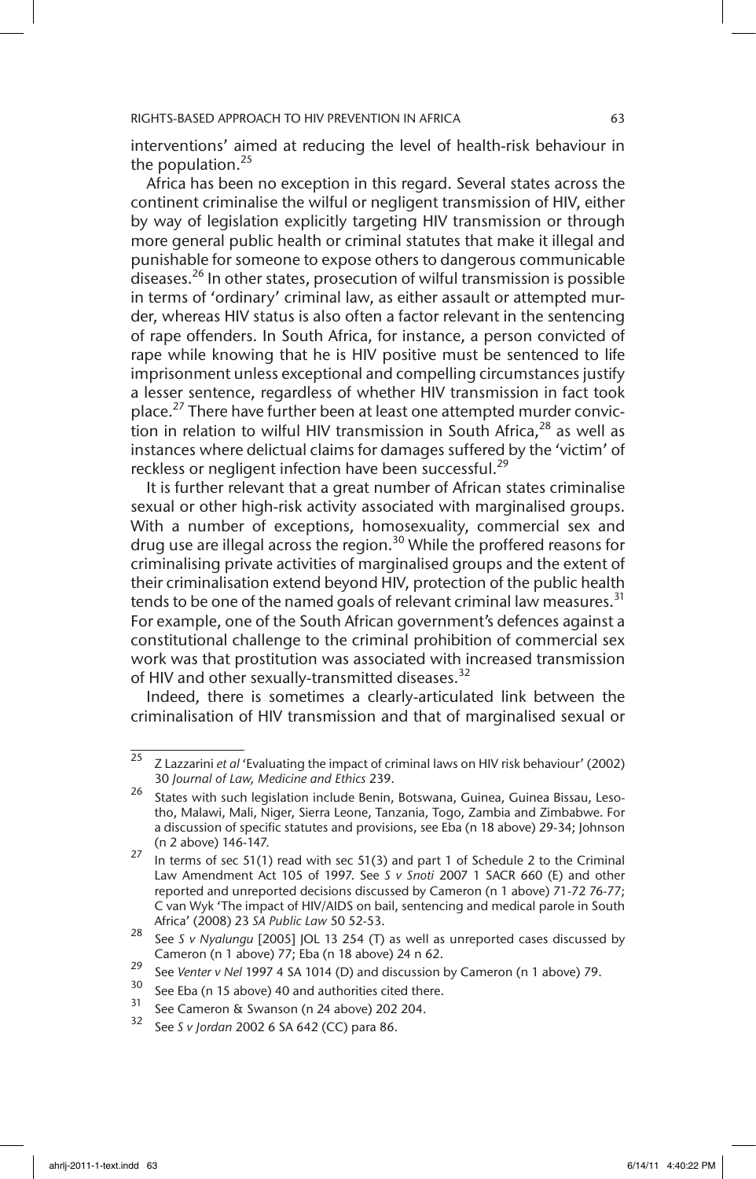interventions' aimed at reducing the level of health-risk behaviour in the population.[25]

Africa has been no exception in this regard. Several states across the continent criminalise the wilful or negligent transmission of HIV, either by way of legislation explicitly targeting HIV transmission or through more general public health or criminal statutes that make it illegal and punishable for someone to expose others to dangerous communicable diseases.[26] In other states, prosecution of wilful transmission is possible in terms of 'ordinary' criminal law, as either assault or attempted murder, whereas HIV status is also often a factor relevant in the sentencing of rape offenders. In South Africa, for instance, a person convicted of rape while knowing that he is HIV positive must be sentenced to life imprisonment unless exceptional and compelling circumstances justify a lesser sentence, regardless of whether HIV transmission in fact took place.[27] There have further been at least one attempted murder conviction in relation to wilful HIV transmission in South Africa,[28] as well as instances where delictual claims for damages suffered by the 'victim' of reckless or negligent infection have been successful.[29]

It is further relevant that a great number of African states criminalise sexual or other high-risk activity associated with marginalised groups. With a number of exceptions, homosexuality, commercial sex and drug use are illegal across the region.[30] While the proffered reasons for criminalising private activities of marginalised groups and the extent of their criminalisation extend beyond HIV, protection of the public health tends to be one of the named goals of relevant criminal law measures.[31] For example, one of the South African government's defences against a constitutional challenge to the criminal prohibition of commercial sex work was that prostitution was associated with increased transmission of HIV and other sexually-transmitted diseases.[32]

Indeed, there is sometimes a clearly-articulated link between the criminalisation of HIV transmission and that of marginalised sexual or

---

[25] Z Lazzarini *et al* 'Evaluating the impact of criminal laws on HIV risk behaviour' (2002) 30 *Journal of Law, Medicine and Ethics* 239.

[26] States with such legislation include Benin, Botswana, Guinea, Guinea Bissau, Lesotho, Malawi, Mali, Niger, Sierra Leone, Tanzania, Togo, Zambia and Zimbabwe. For a discussion of specific statutes and provisions, see Eba (n 18 above) 29-34; Johnson (n 2 above) 146-147.

[27] In terms of sec 51(1) read with sec 51(3) and part 1 of Schedule 2 to the Criminal Law Amendment Act 105 of 1997. See *S v Snoti* 2007 1 SACR 660 (E) and other reported and unreported decisions discussed by Cameron (n 1 above) 71-72 76-77; C van Wyk 'The impact of HIV/AIDS on bail, sentencing and medical parole in South Africa' (2008) 23 *SA Public Law* 50 52-53.

[28] See *S v Nyalungu* [2005] JOL 13 254 (T) as well as unreported cases discussed by Cameron (n 1 above) 77; Eba (n 18 above) 24 n 62.

[29] See *Venter v Nel* 1997 4 SA 1014 (D) and discussion by Cameron (n 1 above) 79.

[30] See Eba (n 15 above) 40 and authorities cited there.

[31] See Cameron & Swanson (n 24 above) 202 204.

[32] See *S v Jordan* 2002 6 SA 642 (CC) para 86.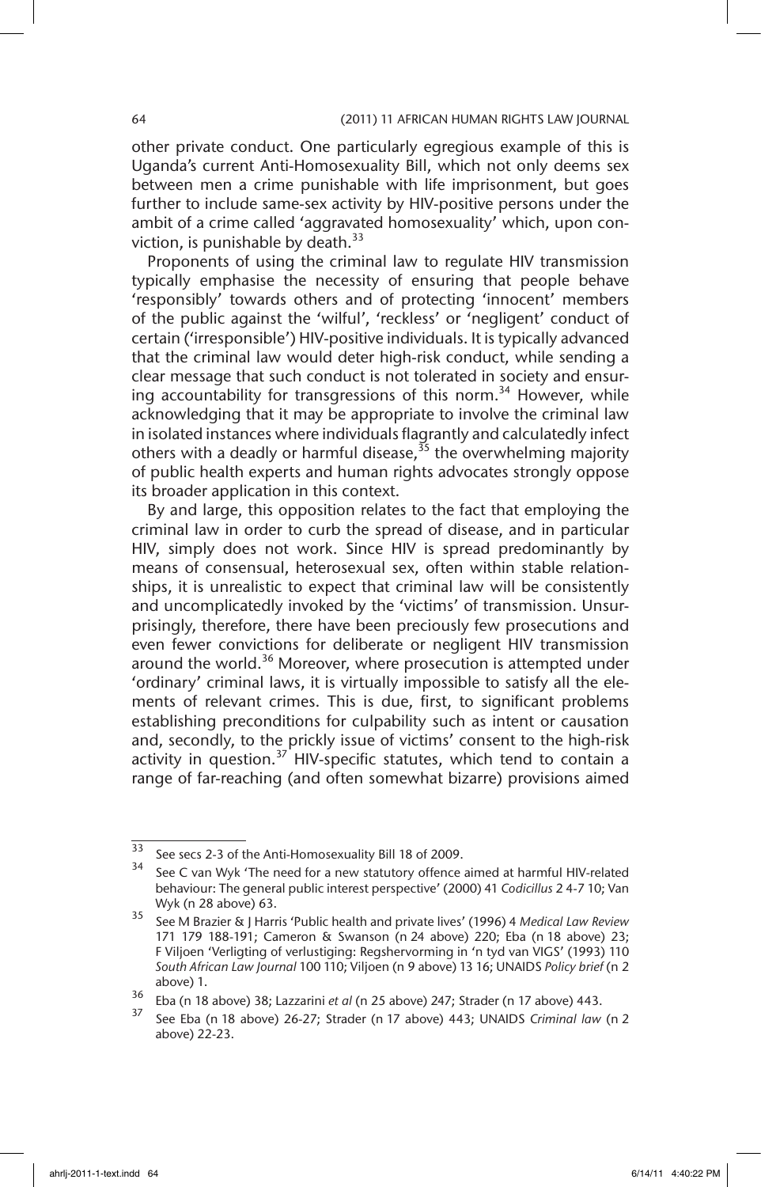other private conduct. One particularly egregious example of this is Uganda's current Anti-Homosexuality Bill, which not only deems sex between men a crime punishable with life imprisonment, but goes further to include same-sex activity by HIV-positive persons under the ambit of a crime called 'aggravated homosexuality' which, upon conviction, is punishable by death.[33]

Proponents of using the criminal law to regulate HIV transmission typically emphasise the necessity of ensuring that people behave 'responsibly' towards others and of protecting 'innocent' members of the public against the 'wilful', 'reckless' or 'negligent' conduct of certain ('irresponsible') HIV-positive individuals. It is typically advanced that the criminal law would deter high-risk conduct, while sending a clear message that such conduct is not tolerated in society and ensuring accountability for transgressions of this norm.[34] However, while acknowledging that it may be appropriate to involve the criminal law in isolated instances where individuals flagrantly and calculatedly infect others with a deadly or harmful disease,[35] the overwhelming majority of public health experts and human rights advocates strongly oppose its broader application in this context.

By and large, this opposition relates to the fact that employing the criminal law in order to curb the spread of disease, and in particular HIV, simply does not work. Since HIV is spread predominantly by means of consensual, heterosexual sex, often within stable relationships, it is unrealistic to expect that criminal law will be consistently and uncomplicatedly invoked by the 'victims' of transmission. Unsurprisingly, therefore, there have been preciously few prosecutions and even fewer convictions for deliberate or negligent HIV transmission around the world.[36] Moreover, where prosecution is attempted under 'ordinary' criminal laws, it is virtually impossible to satisfy all the elements of relevant crimes. This is due, first, to significant problems establishing preconditions for culpability such as intent or causation and, secondly, to the prickly issue of victims' consent to the high-risk activity in question.[37] HIV-specific statutes, which tend to contain a range of far-reaching (and often somewhat bizarre) provisions aimed

---

33 See secs 2-3 of the Anti-Homosexuality Bill 18 of 2009.

34 See C van Wyk 'The need for a new statutory offence aimed at harmful HIV-related behaviour: The general public interest perspective' (2000) 41 *Codicillus* 2 4-7 10; Van Wyk (n 28 above) 63.

35 See M Brazier & J Harris 'Public health and private lives' (1996) 4 *Medical Law Review* 171 179 188-191; Cameron & Swanson (n 24 above) 220; Eba (n 18 above) 23; F Viljoen 'Verligting of verlustiging: Regshervorming in 'n tyd van VIGS' (1993) 110 *South African Law Journal* 100 110; Viljoen (n 9 above) 13 16; UNAIDS *Policy brief* (n 2 above) 1.

36 Eba (n 18 above) 38; Lazzarini *et al* (n 25 above) 247; Strader (n 17 above) 443.

37 See Eba (n 18 above) 26-27; Strader (n 17 above) 443; UNAIDS *Criminal law* (n 2 above) 22-23.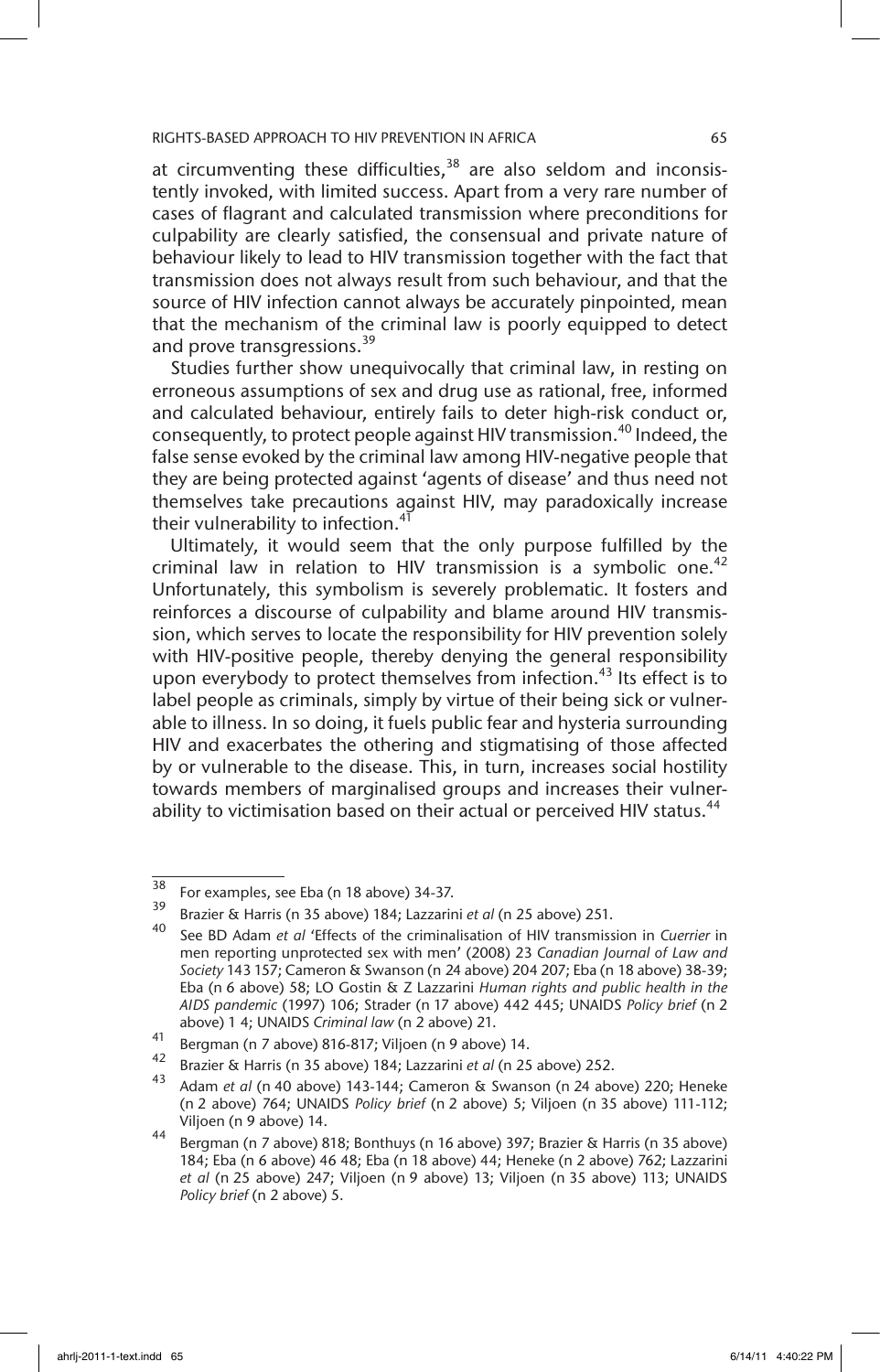at circumventing these difficulties,[38] are also seldom and inconsistently invoked, with limited success. Apart from a very rare number of cases of flagrant and calculated transmission where preconditions for culpability are clearly satisfied, the consensual and private nature of behaviour likely to lead to HIV transmission together with the fact that transmission does not always result from such behaviour, and that the source of HIV infection cannot always be accurately pinpointed, mean that the mechanism of the criminal law is poorly equipped to detect and prove transgressions.[39]

Studies further show unequivocally that criminal law, in resting on erroneous assumptions of sex and drug use as rational, free, informed and calculated behaviour, entirely fails to deter high-risk conduct or, consequently, to protect people against HIV transmission.[40] Indeed, the false sense evoked by the criminal law among HIV-negative people that they are being protected against 'agents of disease' and thus need not themselves take precautions against HIV, may paradoxically increase their vulnerability to infection.[41]

Ultimately, it would seem that the only purpose fulfilled by the criminal law in relation to HIV transmission is a symbolic one.[42] Unfortunately, this symbolism is severely problematic. It fosters and reinforces a discourse of culpability and blame around HIV transmission, which serves to locate the responsibility for HIV prevention solely with HIV-positive people, thereby denying the general responsibility upon everybody to protect themselves from infection.[43] Its effect is to label people as criminals, simply by virtue of their being sick or vulnerable to illness. In so doing, it fuels public fear and hysteria surrounding HIV and exacerbates the othering and stigmatising of those affected by or vulnerable to the disease. This, in turn, increases social hostility towards members of marginalised groups and increases their vulnerability to victimisation based on their actual or perceived HIV status.[44]

---

[38] For examples, see Eba (n 18 above) 34-37.

[39] Brazier & Harris (n 35 above) 184; Lazzarini *et al* (n 25 above) 251.

[40] See BD Adam *et al* 'Effects of the criminalisation of HIV transmission in *Cuerrier* in men reporting unprotected sex with men' (2008) 23 *Canadian Journal of Law and Society* 143 157; Cameron & Swanson (n 24 above) 204 207; Eba (n 18 above) 38-39; Eba (n 6 above) 58; LO Gostin & Z Lazzarini *Human rights and public health in the AIDS pandemic* (1997) 106; Strader (n 17 above) 442 445; UNAIDS *Policy brief* (n 2 above) 1 4; UNAIDS *Criminal law* (n 2 above) 21.

[41] Bergman (n 7 above) 816-817; Viljoen (n 9 above) 14.

[42] Brazier & Harris (n 35 above) 184; Lazzarini *et al* (n 25 above) 252.

[43] Adam *et al* (n 40 above) 143-144; Cameron & Swanson (n 24 above) 220; Heneke (n 2 above) 764; UNAIDS *Policy brief* (n 2 above) 5; Viljoen (n 35 above) 111-112; Viljoen (n 9 above) 14.

[44] Bergman (n 7 above) 818; Bonthuys (n 16 above) 397; Brazier & Harris (n 35 above) 184; Eba (n 6 above) 46 48; Eba (n 18 above) 44; Heneke (n 2 above) 762; Lazzarini *et al* (n 25 above) 247; Viljoen (n 9 above) 13; Viljoen (n 35 above) 113; UNAIDS *Policy brief* (n 2 above) 5.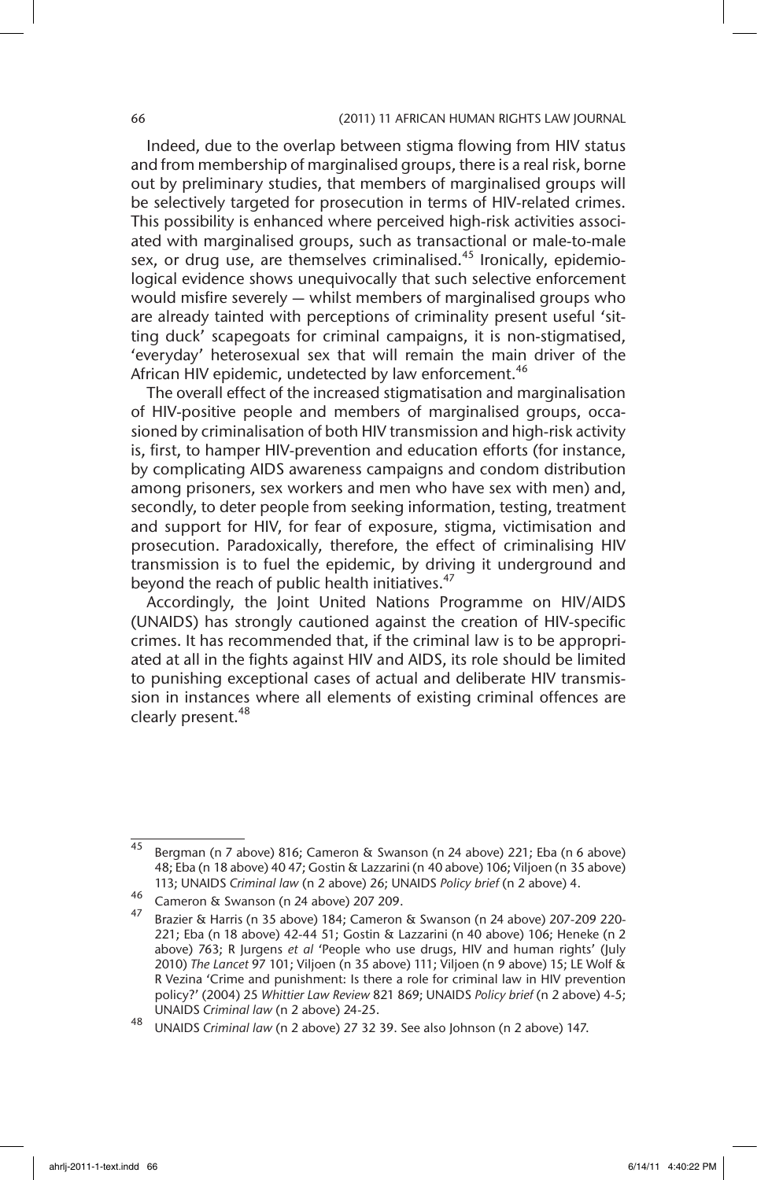Indeed, due to the overlap between stigma flowing from HIV status and from membership of marginalised groups, there is a real risk, borne out by preliminary studies, that members of marginalised groups will be selectively targeted for prosecution in terms of HIV-related crimes. This possibility is enhanced where perceived high-risk activities associated with marginalised groups, such as transactional or male-to-male sex, or drug use, are themselves criminalised.[45] Ironically, epidemiological evidence shows unequivocally that such selective enforcement would misfire severely — whilst members of marginalised groups who are already tainted with perceptions of criminality present useful 'sitting duck' scapegoats for criminal campaigns, it is non-stigmatised, 'everyday' heterosexual sex that will remain the main driver of the African HIV epidemic, undetected by law enforcement.[46]

The overall effect of the increased stigmatisation and marginalisation of HIV-positive people and members of marginalised groups, occasioned by criminalisation of both HIV transmission and high-risk activity is, first, to hamper HIV-prevention and education efforts (for instance, by complicating AIDS awareness campaigns and condom distribution among prisoners, sex workers and men who have sex with men) and, secondly, to deter people from seeking information, testing, treatment and support for HIV, for fear of exposure, stigma, victimisation and prosecution. Paradoxically, therefore, the effect of criminalising HIV transmission is to fuel the epidemic, by driving it underground and beyond the reach of public health initiatives.[47]

Accordingly, the Joint United Nations Programme on HIV/AIDS (UNAIDS) has strongly cautioned against the creation of HIV-specific crimes. It has recommended that, if the criminal law is to be appropriated at all in the fights against HIV and AIDS, its role should be limited to punishing exceptional cases of actual and deliberate HIV transmission in instances where all elements of existing criminal offences are clearly present.[48]

---

[45] Bergman (n 7 above) 816; Cameron & Swanson (n 24 above) 221; Eba (n 6 above) 48; Eba (n 18 above) 40 47; Gostin & Lazzarini (n 40 above) 106; Viljoen (n 35 above) 113; UNAIDS *Criminal law* (n 2 above) 26; UNAIDS *Policy brief* (n 2 above) 4.

[46] Cameron & Swanson (n 24 above) 207 209.

[47] Brazier & Harris (n 35 above) 184; Cameron & Swanson (n 24 above) 207-209 220-221; Eba (n 18 above) 42-44 51; Gostin & Lazzarini (n 40 above) 106; Heneke (n 2 above) 763; R Jurgens *et al* 'People who use drugs, HIV and human rights' (July 2010) *The Lancet* 97 101; Viljoen (n 35 above) 111; Viljoen (n 9 above) 15; LE Wolf & R Vezina 'Crime and punishment: Is there a role for criminal law in HIV prevention policy?' (2004) 25 *Whittier Law Review* 821 869; UNAIDS *Policy brief* (n 2 above) 4-5; UNAIDS *Criminal law* (n 2 above) 24-25.

[48] UNAIDS *Criminal law* (n 2 above) 27 32 39. See also Johnson (n 2 above) 147.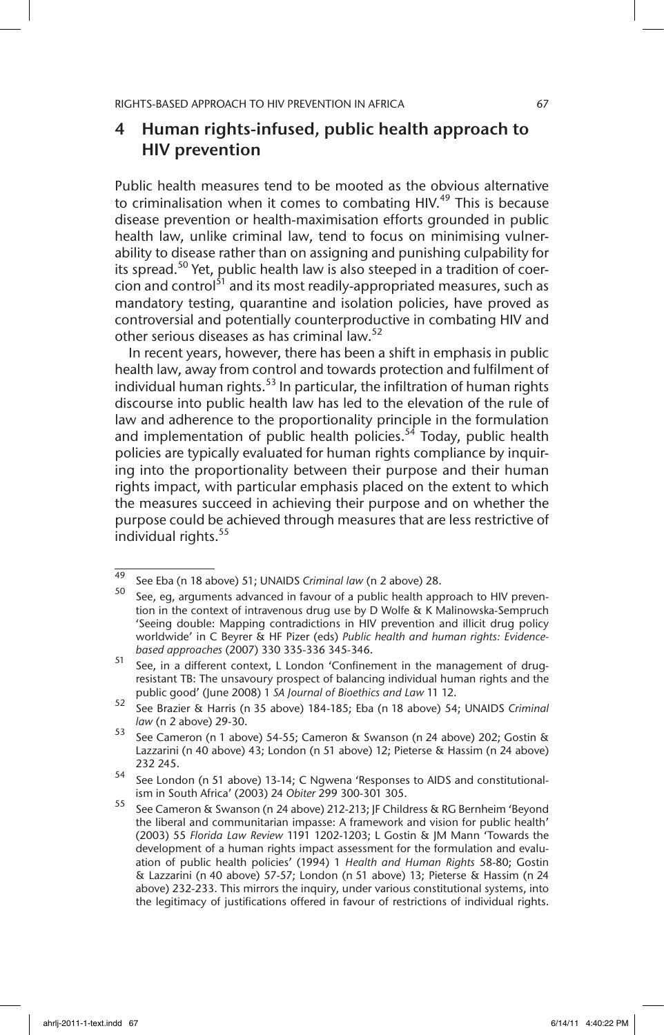## 4 Human rights-infused, public health approach to HIV prevention

Public health measures tend to be mooted as the obvious alternative to criminalisation when it comes to combating HIV.[49] This is because disease prevention or health-maximisation efforts grounded in public health law, unlike criminal law, tend to focus on minimising vulnerability to disease rather than on assigning and punishing culpability for its spread.[50] Yet, public health law is also steeped in a tradition of coercion and control[51] and its most readily-appropriated measures, such as mandatory testing, quarantine and isolation policies, have proved as controversial and potentially counterproductive in combating HIV and other serious diseases as has criminal law.[52]

In recent years, however, there has been a shift in emphasis in public health law, away from control and towards protection and fulfilment of individual human rights.[53] In particular, the infiltration of human rights discourse into public health law has led to the elevation of the rule of law and adherence to the proportionality principle in the formulation and implementation of public health policies.[54] Today, public health policies are typically evaluated for human rights compliance by inquiring into the proportionality between their purpose and their human rights impact, with particular emphasis placed on the extent to which the measures succeed in achieving their purpose and on whether the purpose could be achieved through measures that are less restrictive of individual rights.[55]

---

49 See Eba (n 18 above) 51; UNAIDS *Criminal law* (n 2 above) 28.

50 See, eg, arguments advanced in favour of a public health approach to HIV prevention in the context of intravenous drug use by D Wolfe & K Malinowska-Sempruch 'Seeing double: Mapping contradictions in HIV prevention and illicit drug policy worldwide' in C Beyrer & HF Pizer (eds) *Public health and human rights: Evidence-based approaches* (2007) 330 335-336 345-346.

51 See, in a different context, L London 'Confinement in the management of drug-resistant TB: The unsavoury prospect of balancing individual human rights and the public good' (June 2008) 1 *SA Journal of Bioethics and Law* 11 12.

52 See Brazier & Harris (n 35 above) 184-185; Eba (n 18 above) 54; UNAIDS *Criminal law* (n 2 above) 29-30.

53 See Cameron (n 1 above) 54-55; Cameron & Swanson (n 24 above) 202; Gostin & Lazzarini (n 40 above) 43; London (n 51 above) 12; Pieterse & Hassim (n 24 above) 232 245.

54 See London (n 51 above) 13-14; C Ngwena 'Responses to AIDS and constitutionalism in South Africa' (2003) 24 *Obiter* 299 300-301 305.

55 See Cameron & Swanson (n 24 above) 212-213; JF Childress & RG Bernheim 'Beyond the liberal and communitarian impasse: A framework and vision for public health' (2003) 55 *Florida Law Review* 1191 1202-1203; L Gostin & JM Mann 'Towards the development of a human rights impact assessment for the formulation and evaluation of public health policies' (1994) 1 *Health and Human Rights* 58-80; Gostin & Lazzarini (n 40 above) 57-57; London (n 51 above) 13; Pieterse & Hassim (n 24 above) 232-233. This mirrors the inquiry, under various constitutional systems, into the legitimacy of justifications offered in favour of restrictions of individual rights.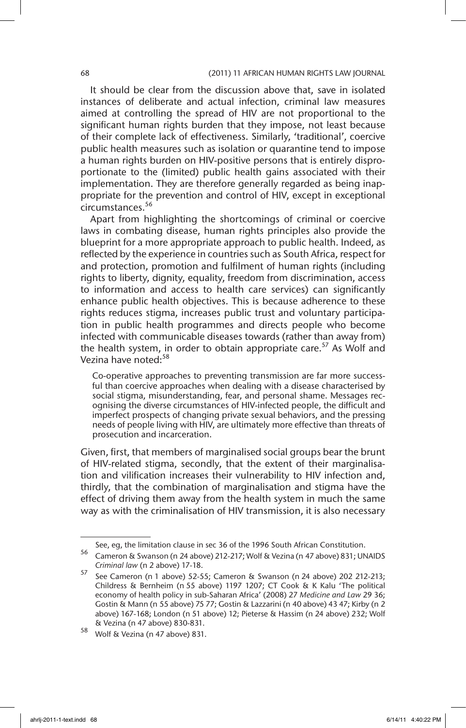It should be clear from the discussion above that, save in isolated instances of deliberate and actual infection, criminal law measures aimed at controlling the spread of HIV are not proportional to the significant human rights burden that they impose, not least because of their complete lack of effectiveness. Similarly, 'traditional', coercive public health measures such as isolation or quarantine tend to impose a human rights burden on HIV-positive persons that is entirely disproportionate to the (limited) public health gains associated with their implementation. They are therefore generally regarded as being inappropriate for the prevention and control of HIV, except in exceptional circumstances.[56]

Apart from highlighting the shortcomings of criminal or coercive laws in combating disease, human rights principles also provide the blueprint for a more appropriate approach to public health. Indeed, as reflected by the experience in countries such as South Africa, respect for and protection, promotion and fulfilment of human rights (including rights to liberty, dignity, equality, freedom from discrimination, access to information and access to health care services) can significantly enhance public health objectives. This is because adherence to these rights reduces stigma, increases public trust and voluntary participation in public health programmes and directs people who become infected with communicable diseases towards (rather than away from) the health system, in order to obtain appropriate care.[57] As Wolf and Vezina have noted:[58]

> Co-operative approaches to preventing transmission are far more successful than coercive approaches when dealing with a disease characterised by social stigma, misunderstanding, fear, and personal shame. Messages recognising the diverse circumstances of HIV-infected people, the difficult and imperfect prospects of changing private sexual behaviors, and the pressing needs of people living with HIV, are ultimately more effective than threats of prosecution and incarceration.

Given, first, that members of marginalised social groups bear the brunt of HIV-related stigma, secondly, that the extent of their marginalisation and vilification increases their vulnerability to HIV infection and, thirdly, that the combination of marginalisation and stigma have the effect of driving them away from the health system in much the same way as with the criminalisation of HIV transmission, it is also necessary

---

See, eg, the limitation clause in sec 36 of the 1996 South African Constitution.

56 Cameron & Swanson (n 24 above) 212-217; Wolf & Vezina (n 47 above) 831; UNAIDS *Criminal law* (n 2 above) 17-18.

57 See Cameron (n 1 above) 52-55; Cameron & Swanson (n 24 above) 202 212-213; Childress & Bernheim (n 55 above) 1197 1207; CT Cook & K Kalu 'The political economy of health policy in sub-Saharan Africa' (2008) 27 *Medicine and Law* 29 36; Gostin & Mann (n 55 above) 75 77; Gostin & Lazzarini (n 40 above) 43 47; Kirby (n 2 above) 167-168; London (n 51 above) 12; Pieterse & Hassim (n 24 above) 232; Wolf & Vezina (n 47 above) 830-831.

58 Wolf & Vezina (n 47 above) 831.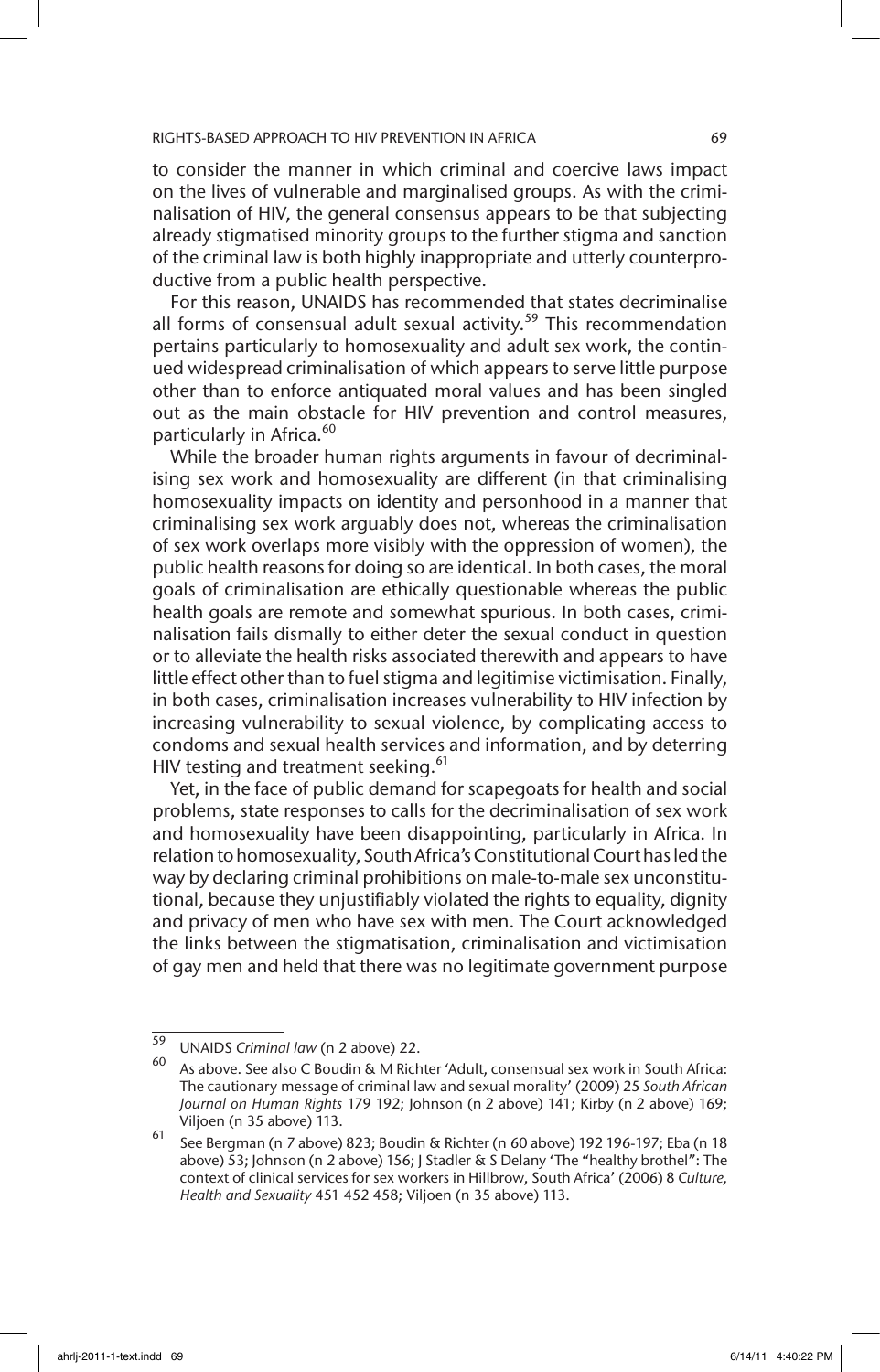to consider the manner in which criminal and coercive laws impact on the lives of vulnerable and marginalised groups. As with the criminalisation of HIV, the general consensus appears to be that subjecting already stigmatised minority groups to the further stigma and sanction of the criminal law is both highly inappropriate and utterly counterproductive from a public health perspective.

For this reason, UNAIDS has recommended that states decriminalise all forms of consensual adult sexual activity.[59] This recommendation pertains particularly to homosexuality and adult sex work, the continued widespread criminalisation of which appears to serve little purpose other than to enforce antiquated moral values and has been singled out as the main obstacle for HIV prevention and control measures, particularly in Africa.[60]

While the broader human rights arguments in favour of decriminalising sex work and homosexuality are different (in that criminalising homosexuality impacts on identity and personhood in a manner that criminalising sex work arguably does not, whereas the criminalisation of sex work overlaps more visibly with the oppression of women), the public health reasons for doing so are identical. In both cases, the moral goals of criminalisation are ethically questionable whereas the public health goals are remote and somewhat spurious. In both cases, criminalisation fails dismally to either deter the sexual conduct in question or to alleviate the health risks associated therewith and appears to have little effect other than to fuel stigma and legitimise victimisation. Finally, in both cases, criminalisation increases vulnerability to HIV infection by increasing vulnerability to sexual violence, by complicating access to condoms and sexual health services and information, and by deterring HIV testing and treatment seeking.[61]

Yet, in the face of public demand for scapegoats for health and social problems, state responses to calls for the decriminalisation of sex work and homosexuality have been disappointing, particularly in Africa. In relation to homosexuality, South Africa's Constitutional Court has led the way by declaring criminal prohibitions on male-to-male sex unconstitutional, because they unjustifiably violated the rights to equality, dignity and privacy of men who have sex with men. The Court acknowledged the links between the stigmatisation, criminalisation and victimisation of gay men and held that there was no legitimate government purpose

---

[59] UNAIDS *Criminal law* (n 2 above) 22.

[60] As above. See also C Boudin & M Richter 'Adult, consensual sex work in South Africa: The cautionary message of criminal law and sexual morality' (2009) 25 *South African Journal on Human Rights* 179 192; Johnson (n 2 above) 141; Kirby (n 2 above) 169; Viljoen (n 35 above) 113.

[61] See Bergman (n 7 above) 823; Boudin & Richter (n 60 above) 192 196-197; Eba (n 18 above) 53; Johnson (n 2 above) 156; J Stadler & S Delany 'The "healthy brothel": The context of clinical services for sex workers in Hillbrow, South Africa' (2006) 8 *Culture, Health and Sexuality* 451 452 458; Viljoen (n 35 above) 113.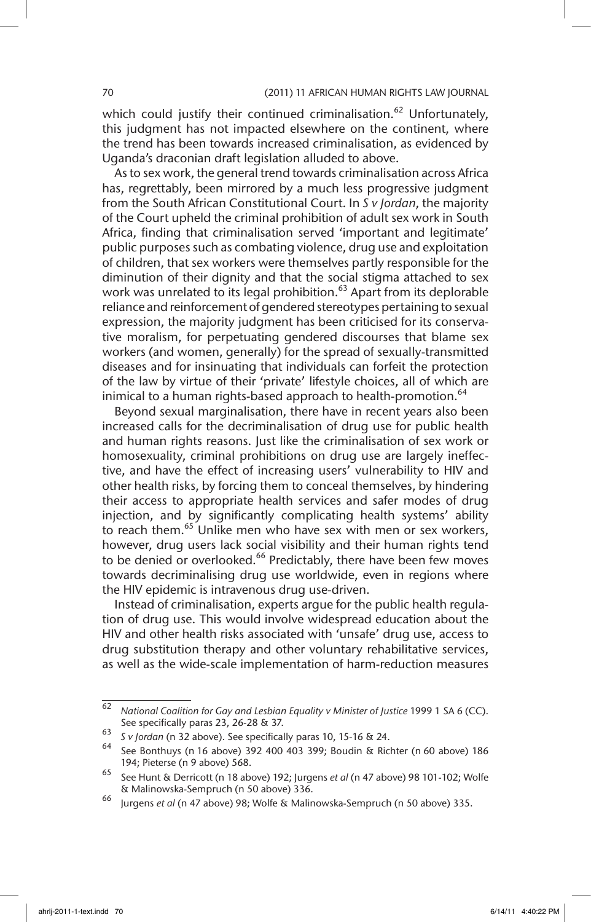which could justify their continued criminalisation.[62] Unfortunately, this judgment has not impacted elsewhere on the continent, where the trend has been towards increased criminalisation, as evidenced by Uganda's draconian draft legislation alluded to above.

As to sex work, the general trend towards criminalisation across Africa has, regrettably, been mirrored by a much less progressive judgment from the South African Constitutional Court. In *S v Jordan*, the majority of the Court upheld the criminal prohibition of adult sex work in South Africa, finding that criminalisation served 'important and legitimate' public purposes such as combating violence, drug use and exploitation of children, that sex workers were themselves partly responsible for the diminution of their dignity and that the social stigma attached to sex work was unrelated to its legal prohibition.[63] Apart from its deplorable reliance and reinforcement of gendered stereotypes pertaining to sexual expression, the majority judgment has been criticised for its conservative moralism, for perpetuating gendered discourses that blame sex workers (and women, generally) for the spread of sexually-transmitted diseases and for insinuating that individuals can forfeit the protection of the law by virtue of their 'private' lifestyle choices, all of which are inimical to a human rights-based approach to health-promotion.[64]

Beyond sexual marginalisation, there have in recent years also been increased calls for the decriminalisation of drug use for public health and human rights reasons. Just like the criminalisation of sex work or homosexuality, criminal prohibitions on drug use are largely ineffective, and have the effect of increasing users' vulnerability to HIV and other health risks, by forcing them to conceal themselves, by hindering their access to appropriate health services and safer modes of drug injection, and by significantly complicating health systems' ability to reach them.[65] Unlike men who have sex with men or sex workers, however, drug users lack social visibility and their human rights tend to be denied or overlooked.[66] Predictably, there have been few moves towards decriminalising drug use worldwide, even in regions where the HIV epidemic is intravenous drug use-driven.

Instead of criminalisation, experts argue for the public health regulation of drug use. This would involve widespread education about the HIV and other health risks associated with 'unsafe' drug use, access to drug substitution therapy and other voluntary rehabilitative services, as well as the wide-scale implementation of harm-reduction measures

---

62 *National Coalition for Gay and Lesbian Equality v Minister of Justice* 1999 1 SA 6 (CC). See specifically paras 23, 26-28 & 37.

63 *S v Jordan* (n 32 above). See specifically paras 10, 15-16 & 24.

64 See Bonthuys (n 16 above) 392 400 403 399; Boudin & Richter (n 60 above) 186 194; Pieterse (n 9 above) 568.

65 See Hunt & Derricott (n 18 above) 192; Jurgens *et al* (n 47 above) 98 101-102; Wolfe & Malinowska-Sempruch (n 50 above) 336.

66 Jurgens *et al* (n 47 above) 98; Wolfe & Malinowska-Sempruch (n 50 above) 335.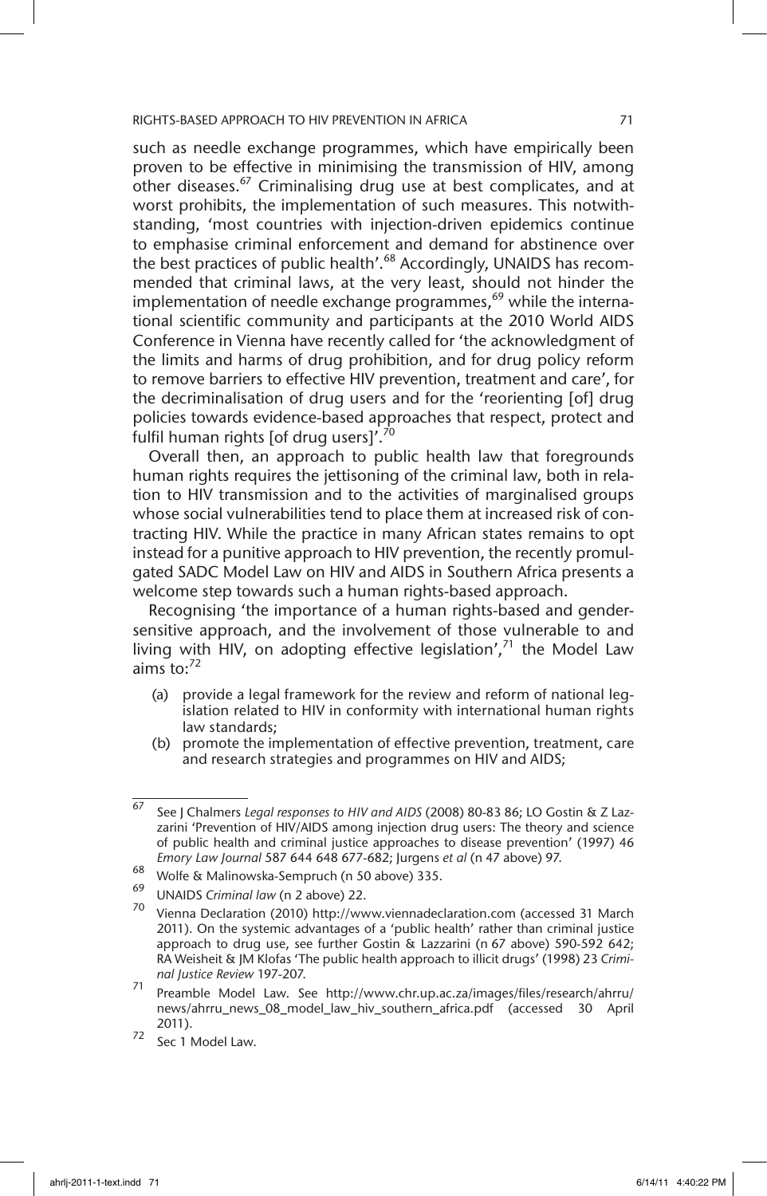such as needle exchange programmes, which have empirically been proven to be effective in minimising the transmission of HIV, among other diseases.[67] Criminalising drug use at best complicates, and at worst prohibits, the implementation of such measures. This notwithstanding, 'most countries with injection-driven epidemics continue to emphasise criminal enforcement and demand for abstinence over the best practices of public health'.[68] Accordingly, UNAIDS has recommended that criminal laws, at the very least, should not hinder the implementation of needle exchange programmes,[69] while the international scientific community and participants at the 2010 World AIDS Conference in Vienna have recently called for 'the acknowledgment of the limits and harms of drug prohibition, and for drug policy reform to remove barriers to effective HIV prevention, treatment and care', for the decriminalisation of drug users and for the 'reorienting [of] drug policies towards evidence-based approaches that respect, protect and fulfil human rights [of drug users]'.[70]

Overall then, an approach to public health law that foregrounds human rights requires the jettisoning of the criminal law, both in relation to HIV transmission and to the activities of marginalised groups whose social vulnerabilities tend to place them at increased risk of contracting HIV. While the practice in many African states remains to opt instead for a punitive approach to HIV prevention, the recently promulgated SADC Model Law on HIV and AIDS in Southern Africa presents a welcome step towards such a human rights-based approach.

Recognising 'the importance of a human rights-based and gender-sensitive approach, and the involvement of those vulnerable to and living with HIV, on adopting effective legislation',[71] the Model Law aims to:[72]

(a) provide a legal framework for the review and reform of national legislation related to HIV in conformity with international human rights law standards;
(b) promote the implementation of effective prevention, treatment, care and research strategies and programmes on HIV and AIDS;

---

67 See J Chalmers *Legal responses to HIV and AIDS* (2008) 80-83 86; LO Gostin & Z Lazzarini 'Prevention of HIV/AIDS among injection drug users: The theory and science of public health and criminal justice approaches to disease prevention' (1997) 46 *Emory Law Journal* 587 644 648 677-682; Jurgens *et al* (n 47 above) 97.

68 Wolfe & Malinowska-Sempruch (n 50 above) 335.

69 UNAIDS *Criminal law* (n 2 above) 22.

70 Vienna Declaration (2010) http://www.viennadeclaration.com (accessed 31 March 2011). On the systemic advantages of a 'public health' rather than criminal justice approach to drug use, see further Gostin & Lazzarini (n 67 above) 590-592 642; RA Weisheit & JM Klofas 'The public health approach to illicit drugs' (1998) 23 *Criminal Justice Review* 197-207.

71 Preamble Model Law. See http://www.chr.up.ac.za/images/files/research/ahrru/news/ahrru_news_08_model_law_hiv_southern_africa.pdf (accessed 30 April 2011).

72 Sec 1 Model Law.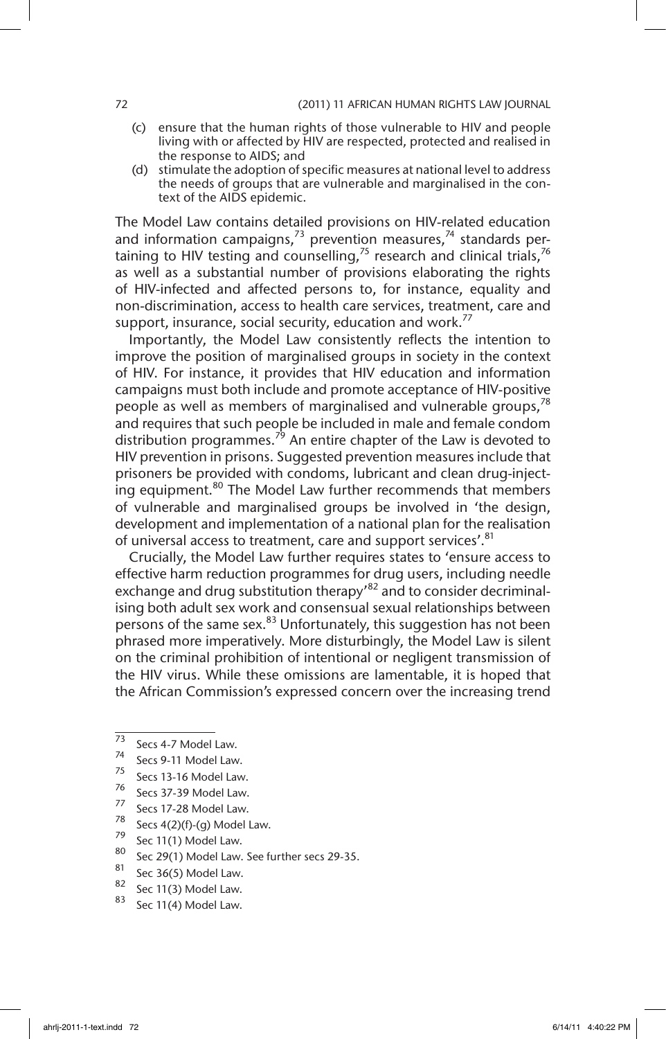(c) ensure that the human rights of those vulnerable to HIV and people living with or affected by HIV are respected, protected and realised in the response to AIDS; and

(d) stimulate the adoption of specific measures at national level to address the needs of groups that are vulnerable and marginalised in the context of the AIDS epidemic.

The Model Law contains detailed provisions on HIV-related education and information campaigns,[73] prevention measures,[74] standards pertaining to HIV testing and counselling,[75] research and clinical trials,[76] as well as a substantial number of provisions elaborating the rights of HIV-infected and affected persons to, for instance, equality and non-discrimination, access to health care services, treatment, care and support, insurance, social security, education and work.[77]

Importantly, the Model Law consistently reflects the intention to improve the position of marginalised groups in society in the context of HIV. For instance, it provides that HIV education and information campaigns must both include and promote acceptance of HIV-positive people as well as members of marginalised and vulnerable groups,[78] and requires that such people be included in male and female condom distribution programmes.[79] An entire chapter of the Law is devoted to HIV prevention in prisons. Suggested prevention measures include that prisoners be provided with condoms, lubricant and clean drug-injecting equipment.[80] The Model Law further recommends that members of vulnerable and marginalised groups be involved in 'the design, development and implementation of a national plan for the realisation of universal access to treatment, care and support services'.[81]

Crucially, the Model Law further requires states to 'ensure access to effective harm reduction programmes for drug users, including needle exchange and drug substitution therapy'[82] and to consider decriminalising both adult sex work and consensual sexual relationships between persons of the same sex.[83] Unfortunately, this suggestion has not been phrased more imperatively. More disturbingly, the Model Law is silent on the criminal prohibition of intentional or negligent transmission of the HIV virus. While these omissions are lamentable, it is hoped that the African Commission's expressed concern over the increasing trend

---

73 Secs 4-7 Model Law.

74 Secs 9-11 Model Law.

75 Secs 13-16 Model Law.

76 Secs 37-39 Model Law.

77 Secs 17-28 Model Law.

78 Secs 4(2)(f)-(g) Model Law.

79 Sec 11(1) Model Law.

80 Sec 29(1) Model Law. See further secs 29-35.

81 Sec 36(5) Model Law.

82 Sec 11(3) Model Law.

83 Sec 11(4) Model Law.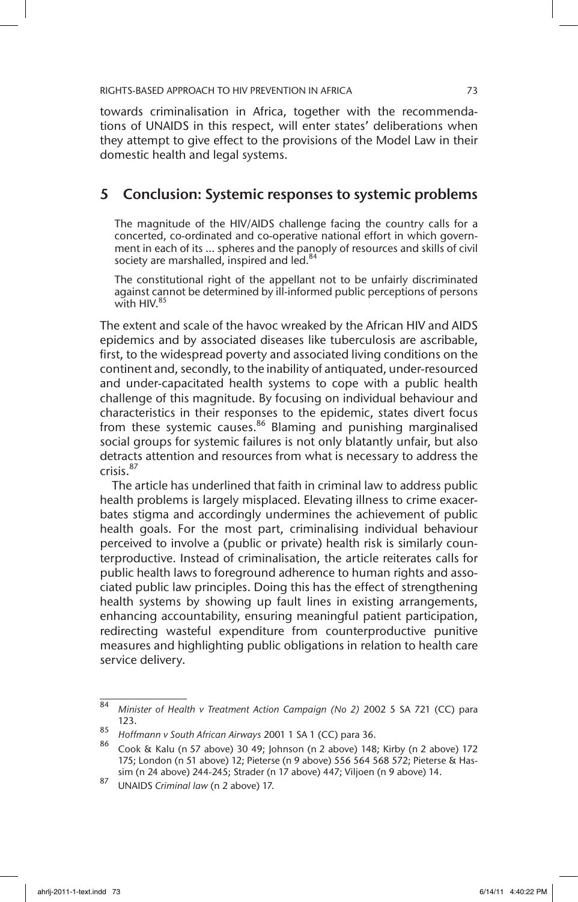towards criminalisation in Africa, together with the recommendations of UNAIDS in this respect, will enter states' deliberations when they attempt to give effect to the provisions of the Model Law in their domestic health and legal systems.

## 5 Conclusion: Systemic responses to systemic problems

> The magnitude of the HIV/AIDS challenge facing the country calls for a concerted, co-ordinated and co-operative national effort in which government in each of its ... spheres and the panoply of resources and skills of civil society are marshalled, inspired and led.[84]

> The constitutional right of the appellant not to be unfairly discriminated against cannot be determined by ill-informed public perceptions of persons with HIV.[85]

The extent and scale of the havoc wreaked by the African HIV and AIDS epidemics and by associated diseases like tuberculosis are ascribable, first, to the widespread poverty and associated living conditions on the continent and, secondly, to the inability of antiquated, under-resourced and under-capacitated health systems to cope with a public health challenge of this magnitude. By focusing on individual behaviour and characteristics in their responses to the epidemic, states divert focus from these systemic causes.[86] Blaming and punishing marginalised social groups for systemic failures is not only blatantly unfair, but also detracts attention and resources from what is necessary to address the crisis.[87]

The article has underlined that faith in criminal law to address public health problems is largely misplaced. Elevating illness to crime exacerbates stigma and accordingly undermines the achievement of public health goals. For the most part, criminalising individual behaviour perceived to involve a (public or private) health risk is similarly counterproductive. Instead of criminalisation, the article reiterates calls for public health laws to foreground adherence to human rights and associated public law principles. Doing this has the effect of strengthening health systems by showing up fault lines in existing arrangements, enhancing accountability, ensuring meaningful patient participation, redirecting wasteful expenditure from counterproductive punitive measures and highlighting public obligations in relation to health care service delivery.

---

[84] *Minister of Health v Treatment Action Campaign (No 2)* 2002 5 SA 721 (CC) para 123.

[85] *Hoffmann v South African Airways* 2001 1 SA 1 (CC) para 36.

[86] Cook & Kalu (n 57 above) 30 49; Johnson (n 2 above) 148; Kirby (n 2 above) 172 175; London (n 51 above) 12; Pieterse (n 9 above) 556 564 568 572; Pieterse & Hassim (n 24 above) 244-245; Strader (n 17 above) 447; Viljoen (n 9 above) 14.

[87] UNAIDS *Criminal law* (n 2 above) 17.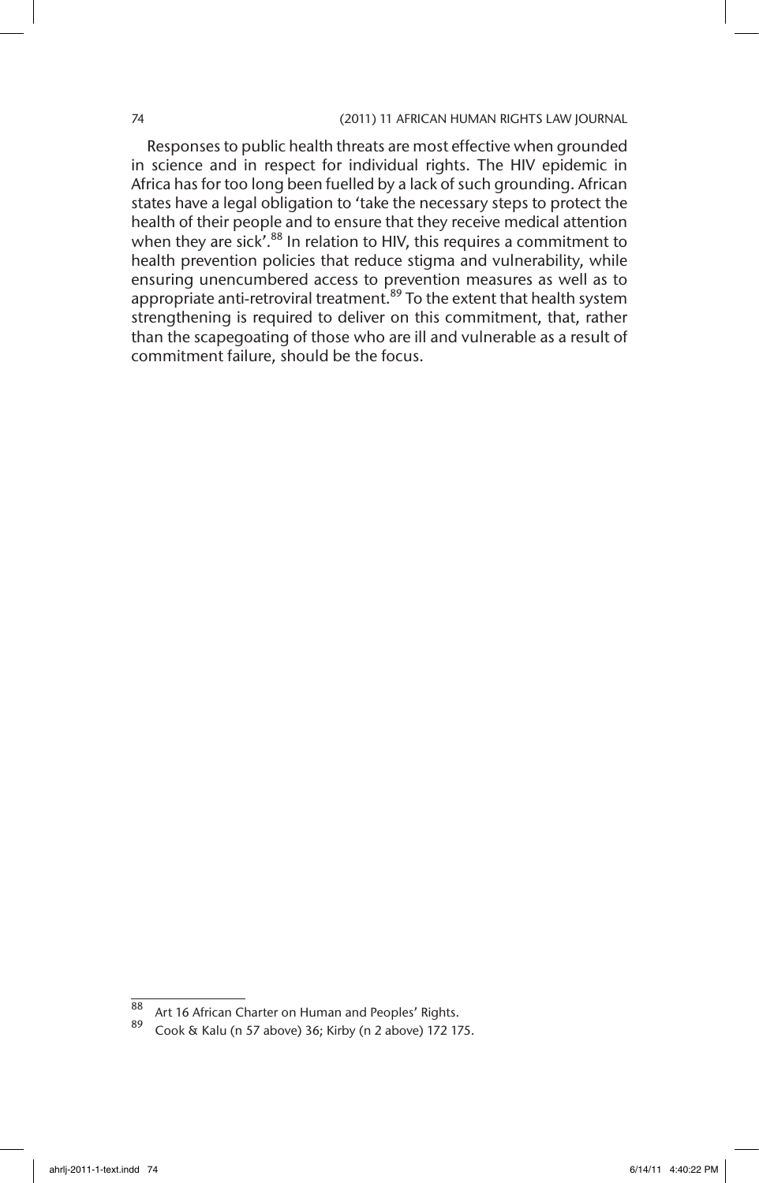Responses to public health threats are most effective when grounded in science and in respect for individual rights. The HIV epidemic in Africa has for too long been fuelled by a lack of such grounding. African states have a legal obligation to 'take the necessary steps to protect the health of their people and to ensure that they receive medical attention when they are sick'.[88] In relation to HIV, this requires a commitment to health prevention policies that reduce stigma and vulnerability, while ensuring unencumbered access to prevention measures as well as to appropriate anti-retroviral treatment.[89] To the extent that health system strengthening is required to deliver on this commitment, that, rather than the scapegoating of those who are ill and vulnerable as a result of commitment failure, should be the focus.

---

88 Art 16 African Charter on Human and Peoples' Rights.

89 Cook & Kalu (n 57 above) 36; Kirby (n 2 above) 172 175.